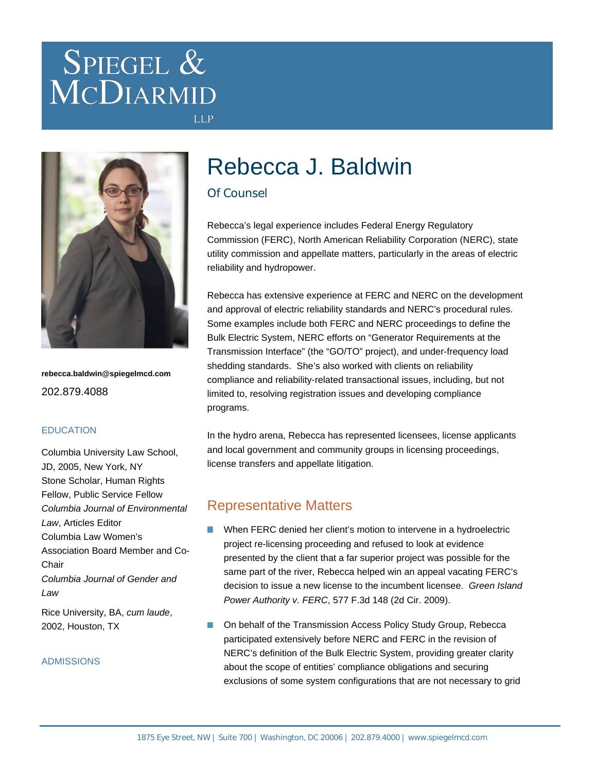# Spiegel & McDiarmid LLP

rebecca.baldwin@spiegelmcd.com

202.879.4088

### EDUCATION

Columbia University Law School, JD, 2005, New York, NY
Stone Scholar, Human Rights Fellow, Public Service Fellow
*Columbia Journal of Environmental Law*, Articles Editor
Columbia Law Women's Association Board Member and Co-Chair
*Columbia Journal of Gender and Law*

Rice University, BA, *cum laude*, 2002, Houston, TX

### ADMISSIONS

# Rebecca J. Baldwin

## Of Counsel

Rebecca's legal experience includes Federal Energy Regulatory Commission (FERC), North American Reliability Corporation (NERC), state utility commission and appellate matters, particularly in the areas of electric reliability and hydropower.

Rebecca has extensive experience at FERC and NERC on the development and approval of electric reliability standards and NERC's procedural rules. Some examples include both FERC and NERC proceedings to define the Bulk Electric System, NERC efforts on "Generator Requirements at the Transmission Interface" (the "GO/TO" project), and under-frequency load shedding standards. She's also worked with clients on reliability compliance and reliability-related transactional issues, including, but not limited to, resolving registration issues and developing compliance programs.

In the hydro arena, Rebecca has represented licensees, license applicants and local government and community groups in licensing proceedings, license transfers and appellate litigation.

## Representative Matters

- When FERC denied her client's motion to intervene in a hydroelectric project re-licensing proceeding and refused to look at evidence presented by the client that a far superior project was possible for the same part of the river, Rebecca helped win an appeal vacating FERC's decision to issue a new license to the incumbent licensee. *Green Island Power Authority v. FERC*, 577 F.3d 148 (2d Cir. 2009).
- On behalf of the Transmission Access Policy Study Group, Rebecca participated extensively before NERC and FERC in the revision of NERC's definition of the Bulk Electric System, providing greater clarity about the scope of entities' compliance obligations and securing exclusions of some system configurations that are not necessary to grid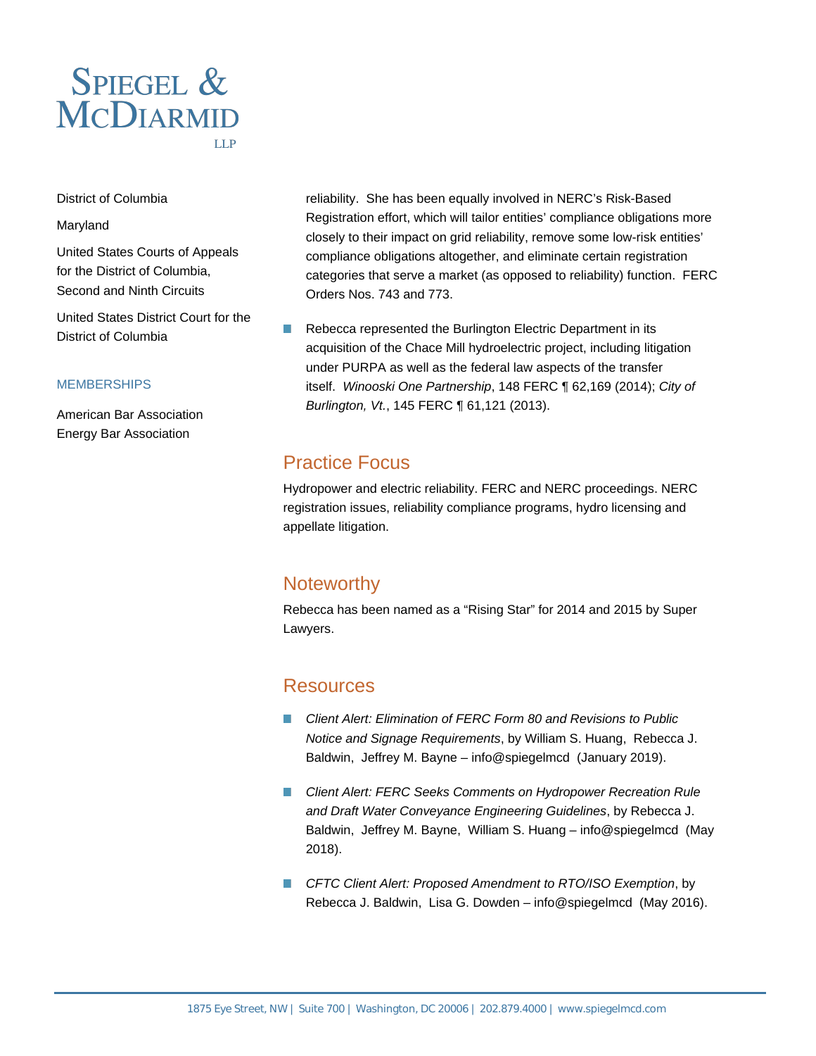District of Columbia

Maryland

United States Courts of Appeals for the District of Columbia, Second and Ninth Circuits

United States District Court for the District of Columbia

MEMBERSHIPS

American Bar Association
Energy Bar Association

reliability. She has been equally involved in NERC's Risk-Based Registration effort, which will tailor entities' compliance obligations more closely to their impact on grid reliability, remove some low-risk entities' compliance obligations altogether, and eliminate certain registration categories that serve a market (as opposed to reliability) function. FERC Orders Nos. 743 and 773.

- Rebecca represented the Burlington Electric Department in its acquisition of the Chace Mill hydroelectric project, including litigation under PURPA as well as the federal law aspects of the transfer itself. *Winooski One Partnership*, 148 FERC ¶ 62,169 (2014); *City of Burlington, Vt.*, 145 FERC ¶ 61,121 (2013).

## Practice Focus

Hydropower and electric reliability. FERC and NERC proceedings. NERC registration issues, reliability compliance programs, hydro licensing and appellate litigation.

## Noteworthy

Rebecca has been named as a "Rising Star" for 2014 and 2015 by Super Lawyers.

## Resources

- *Client Alert: Elimination of FERC Form 80 and Revisions to Public Notice and Signage Requirements*, by William S. Huang, Rebecca J. Baldwin, Jeffrey M. Bayne – info@spiegelmcd (January 2019).
- *Client Alert: FERC Seeks Comments on Hydropower Recreation Rule and Draft Water Conveyance Engineering Guidelines*, by Rebecca J. Baldwin, Jeffrey M. Bayne, William S. Huang – info@spiegelmcd (May 2018).
- *CFTC Client Alert: Proposed Amendment to RTO/ISO Exemption*, by Rebecca J. Baldwin, Lisa G. Dowden – info@spiegelmcd (May 2016).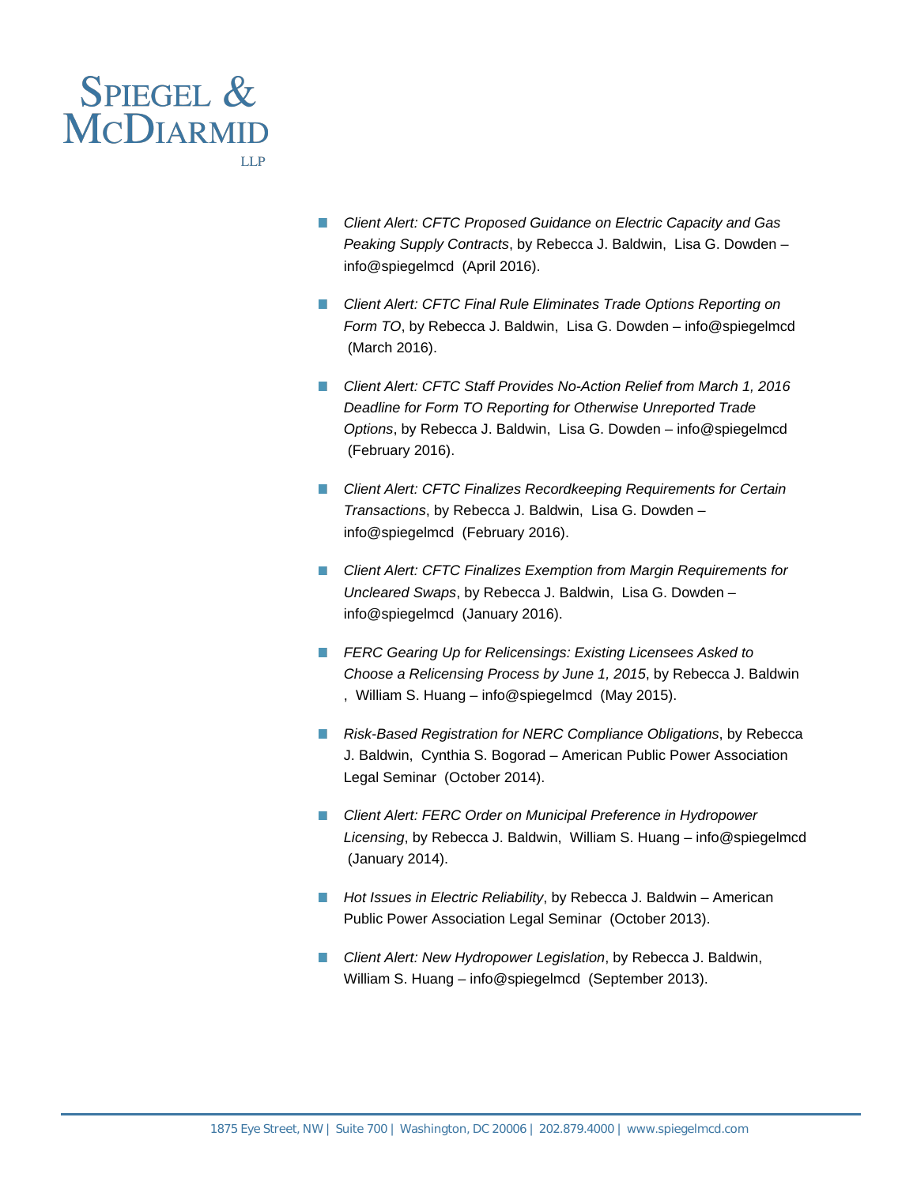- *Client Alert: CFTC Proposed Guidance on Electric Capacity and Gas Peaking Supply Contracts*, by Rebecca J. Baldwin, Lisa G. Dowden – info@spiegelmcd (April 2016).

- *Client Alert: CFTC Final Rule Eliminates Trade Options Reporting on Form TO*, by Rebecca J. Baldwin, Lisa G. Dowden – info@spiegelmcd (March 2016).

- *Client Alert: CFTC Staff Provides No-Action Relief from March 1, 2016 Deadline for Form TO Reporting for Otherwise Unreported Trade Options*, by Rebecca J. Baldwin, Lisa G. Dowden – info@spiegelmcd (February 2016).

- *Client Alert: CFTC Finalizes Recordkeeping Requirements for Certain Transactions*, by Rebecca J. Baldwin, Lisa G. Dowden – info@spiegelmcd (February 2016).

- *Client Alert: CFTC Finalizes Exemption from Margin Requirements for Uncleared Swaps*, by Rebecca J. Baldwin, Lisa G. Dowden – info@spiegelmcd (January 2016).

- *FERC Gearing Up for Relicensings: Existing Licensees Asked to Choose a Relicensing Process by June 1, 2015*, by Rebecca J. Baldwin , William S. Huang – info@spiegelmcd (May 2015).

- *Risk-Based Registration for NERC Compliance Obligations*, by Rebecca J. Baldwin, Cynthia S. Bogorad – American Public Power Association Legal Seminar (October 2014).

- *Client Alert: FERC Order on Municipal Preference in Hydropower Licensing*, by Rebecca J. Baldwin, William S. Huang – info@spiegelmcd (January 2014).

- *Hot Issues in Electric Reliability*, by Rebecca J. Baldwin – American Public Power Association Legal Seminar (October 2013).

- *Client Alert: New Hydropower Legislation*, by Rebecca J. Baldwin, William S. Huang – info@spiegelmcd (September 2013).